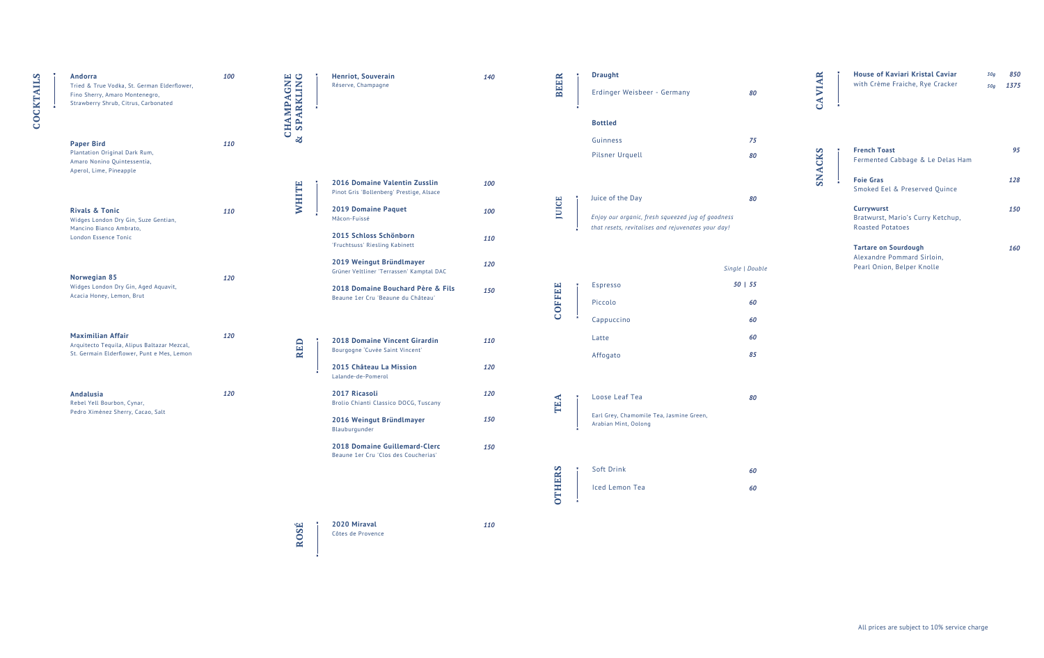## COCKTAILS

**Andorra** — *100*
Tried & True Vodka, St. German Elderflower, Fino Sherry, Amaro Montenegro, Strawberry Shrub, Citrus, Carbonated

**Paper Bird** — *110*
Plantation Original Dark Rum, Amaro Nonino Quintessentia, Aperol, Lime, Pineapple

**Rivals & Tonic** — *110*
Widges London Dry Gin, Suze Gentian, Mancino Bianco Ambrato, London Essence Tonic

**Norwegian 85** — *120*
Widges London Dry Gin, Aged Aquavit, Acacia Honey, Lemon, Brut

**Maximilian Affair** — *120*
Arquitecto Tequila, Alipus Baltazar Mezcal, St. Germain Elderflower, Punt e Mes, Lemon

**Andalusia** — *120*
Rebel Yell Bourbon, Cynar, Pedro Ximénez Sherry, Cacao, Salt

## CHAMPAGNE & SPARKLING

**Henriot, Souverain** — *140*
Réserve, Champagne

## WHITE

**2016 Domaine Valentin Zusslin** — *100*
Pinot Gris 'Bollenberg' Prestige, Alsace

**2019 Domaine Paquet** — *100*
Mâcon-Fuissé

**2015 Schloss Schönborn** — *110*
'Fruchtsuss' Riesling Kabinett

**2019 Weingut Bründlmayer** — *120*
Grüner Veltliner 'Terrassen' Kamptal DAC

**2018 Domaine Bouchard Père & Fils** — *150*
Beaune 1er Cru 'Beaune du Château'

## RED

**2018 Domaine Vincent Girardin** — *110*
Bourgogne 'Cuvée Saint Vincent'

**2015 Château La Mission** — *120*
Lalande-de-Pomerol

**2017 Ricasoli** — *120*
Brolio Chianti Classico DOCG, Tuscany

**2016 Weingut Bründlmayer** — *150*
Blauburgunder

**2018 Domaine Guillemard-Clerc** — *150*
Beaune 1er Cru 'Clos des Coucherias'

## ROSÉ

**2020 Miraval** — *110*
Côtes de Provence

## BEER

**Draught**

| Item | Price |
|---|---|
| Erdinger Weisbeer - Germany | *80* |

**Bottled**

| Item | Price |
|---|---|
| Guinness | *75* |
| Pilsner Urquell | *80* |

## JUICE

| Item | Price |
|---|---|
| Juice of the Day | *80* |

*Enjoy our organic, fresh squeezed jug of goodness that resets, revitalises and rejuvenates your day!*

## COFFEE

| Item | *Single \| Double* |
|---|---|
| Espresso | *50 \| 55* |
| Piccolo | *60* |
| Cappuccino | *60* |
| Latte | *60* |
| Affogato | *85* |

## TEA

| Item | Price |
|---|---|
| Loose Leaf Tea | *80* |

Earl Grey, Chamomile Tea, Jasmine Green, Arabian Mint, Oolong

## OTHERS

| Item | Price |
|---|---|
| Soft Drink | *60* |
| Iced Lemon Tea | *60* |

## CAVIAR

**House of Kaviari Kristal Caviar** — *30g* *850* | *50g* *1375*
with Crème Fraiche, Rye Cracker

## SNACKS

**French Toast** — *95*
Fermented Cabbage & Le Delas Ham

**Foie Gras** — *128*
Smoked Eel & Preserved Quince

**Currywurst** — *150*
Bratwurst, Mario's Curry Ketchup, Roasted Potatoes

**Tartare on Sourdough** — *160*
Alexandre Pommard Sirloin, Pearl Onion, Belper Knolle

All prices are subject to 10% service charge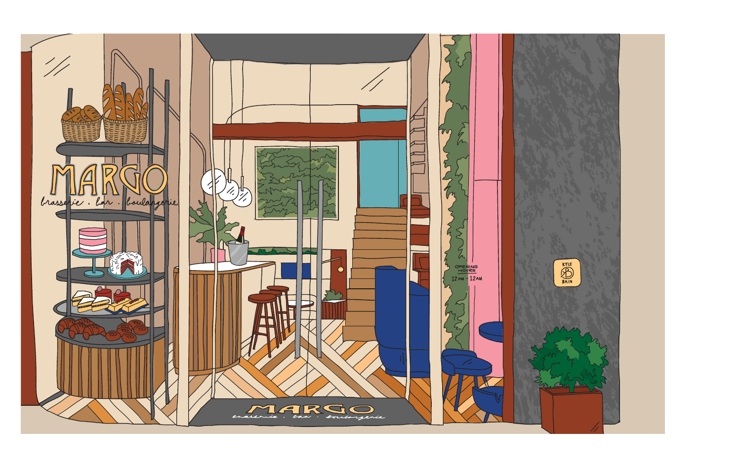MARGO

brasserie . bar . boulangerie

OPENING HOURS

12 PM - 12 AM

KYLE BAIN

MARGO

brasserie . bar . boulangerie